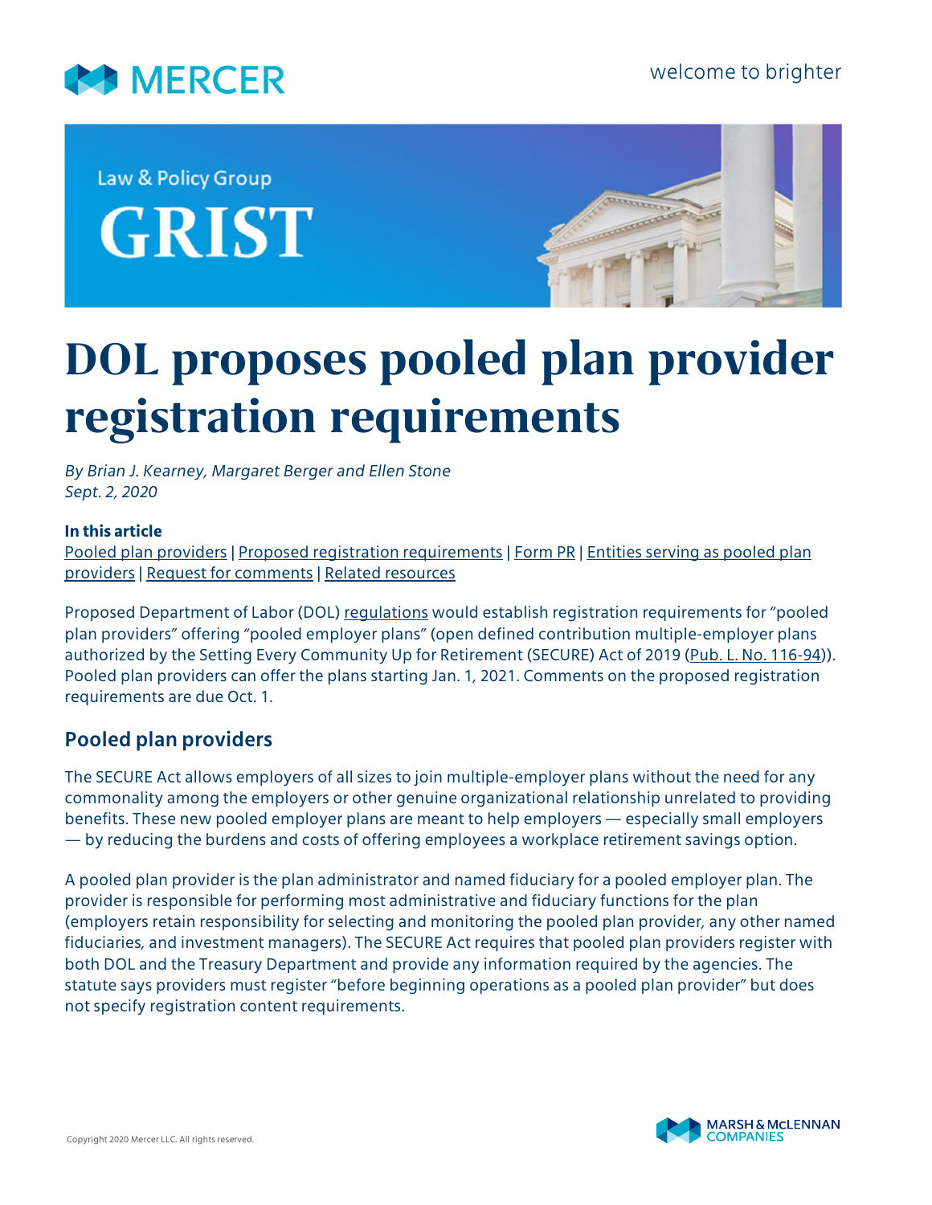Law & Policy Group

GRIST

# DOL proposes pooled plan provider registration requirements

*By Brian J. Kearney, Margaret Berger and Ellen Stone*
*Sept. 2, 2020*

**In this article**

Pooled plan providers | Proposed registration requirements | Form PR | Entities serving as pooled plan providers | Request for comments | Related resources

Proposed Department of Labor (DOL) regulations would establish registration requirements for "pooled plan providers" offering "pooled employer plans" (open defined contribution multiple-employer plans authorized by the Setting Every Community Up for Retirement (SECURE) Act of 2019 (Pub. L. No. 116-94)). Pooled plan providers can offer the plans starting Jan. 1, 2021. Comments on the proposed registration requirements are due Oct. 1.

## Pooled plan providers

The SECURE Act allows employers of all sizes to join multiple-employer plans without the need for any commonality among the employers or other genuine organizational relationship unrelated to providing benefits. These new pooled employer plans are meant to help employers — especially small employers — by reducing the burdens and costs of offering employees a workplace retirement savings option.

A pooled plan provider is the plan administrator and named fiduciary for a pooled employer plan. The provider is responsible for performing most administrative and fiduciary functions for the plan (employers retain responsibility for selecting and monitoring the pooled plan provider, any other named fiduciaries, and investment managers). The SECURE Act requires that pooled plan providers register with both DOL and the Treasury Department and provide any information required by the agencies. The statute says providers must register "before beginning operations as a pooled plan provider" but does not specify registration content requirements.

Copyright 2020 Mercer LLC. All rights reserved.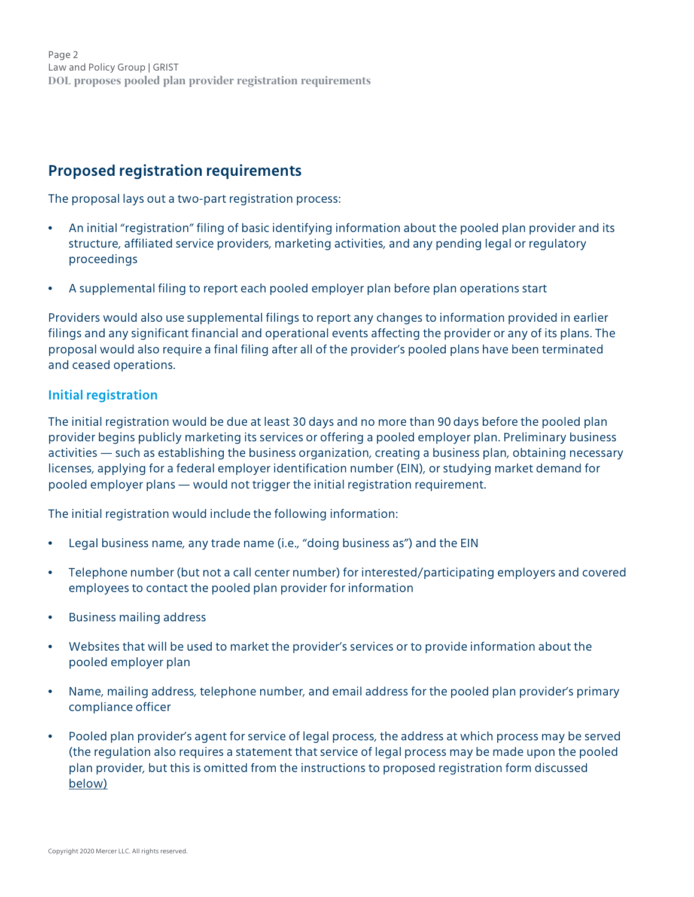## Proposed registration requirements

The proposal lays out a two-part registration process:

- An initial "registration" filing of basic identifying information about the pooled plan provider and its structure, affiliated service providers, marketing activities, and any pending legal or regulatory proceedings
- A supplemental filing to report each pooled employer plan before plan operations start

Providers would also use supplemental filings to report any changes to information provided in earlier filings and any significant financial and operational events affecting the provider or any of its plans. The proposal would also require a final filing after all of the provider's pooled plans have been terminated and ceased operations.

### Initial registration

The initial registration would be due at least 30 days and no more than 90 days before the pooled plan provider begins publicly marketing its services or offering a pooled employer plan. Preliminary business activities — such as establishing the business organization, creating a business plan, obtaining necessary licenses, applying for a federal employer identification number (EIN), or studying market demand for pooled employer plans — would not trigger the initial registration requirement.

The initial registration would include the following information:

- Legal business name, any trade name (i.e., "doing business as") and the EIN
- Telephone number (but not a call center number) for interested/participating employers and covered employees to contact the pooled plan provider for information
- Business mailing address
- Websites that will be used to market the provider's services or to provide information about the pooled employer plan
- Name, mailing address, telephone number, and email address for the pooled plan provider's primary compliance officer
- Pooled plan provider's agent for service of legal process, the address at which process may be served (the regulation also requires a statement that service of legal process may be made upon the pooled plan provider, but this is omitted from the instructions to proposed registration form discussed below)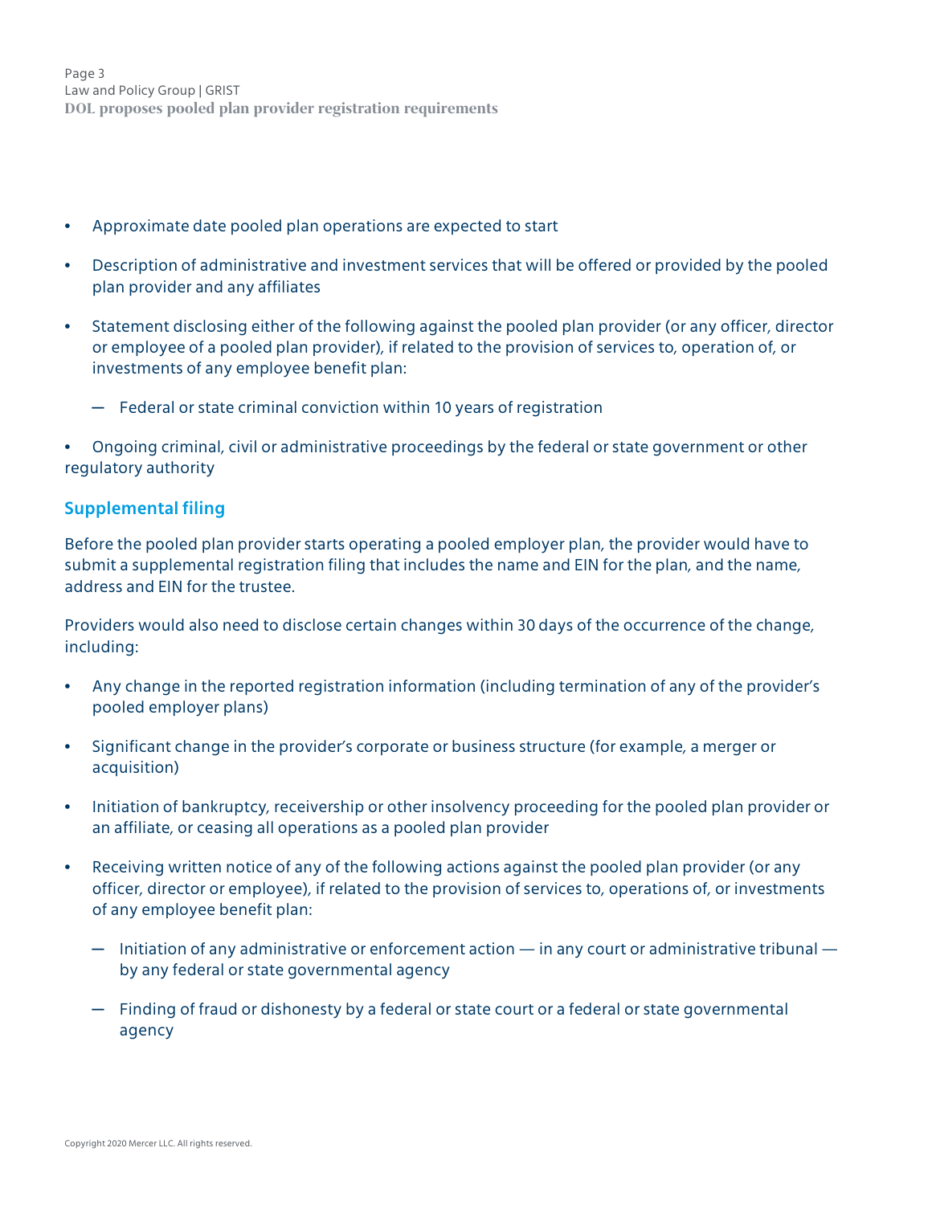- Approximate date pooled plan operations are expected to start
- Description of administrative and investment services that will be offered or provided by the pooled plan provider and any affiliates
- Statement disclosing either of the following against the pooled plan provider (or any officer, director or employee of a pooled plan provider), if related to the provision of services to, operation of, or investments of any employee benefit plan:
  - Federal or state criminal conviction within 10 years of registration
- Ongoing criminal, civil or administrative proceedings by the federal or state government or other regulatory authority

### Supplemental filing

Before the pooled plan provider starts operating a pooled employer plan, the provider would have to submit a supplemental registration filing that includes the name and EIN for the plan, and the name, address and EIN for the trustee.

Providers would also need to disclose certain changes within 30 days of the occurrence of the change, including:

- Any change in the reported registration information (including termination of any of the provider's pooled employer plans)
- Significant change in the provider's corporate or business structure (for example, a merger or acquisition)
- Initiation of bankruptcy, receivership or other insolvency proceeding for the pooled plan provider or an affiliate, or ceasing all operations as a pooled plan provider
- Receiving written notice of any of the following actions against the pooled plan provider (or any officer, director or employee), if related to the provision of services to, operations of, or investments of any employee benefit plan:
  - Initiation of any administrative or enforcement action — in any court or administrative tribunal — by any federal or state governmental agency
  - Finding of fraud or dishonesty by a federal or state court or a federal or state governmental agency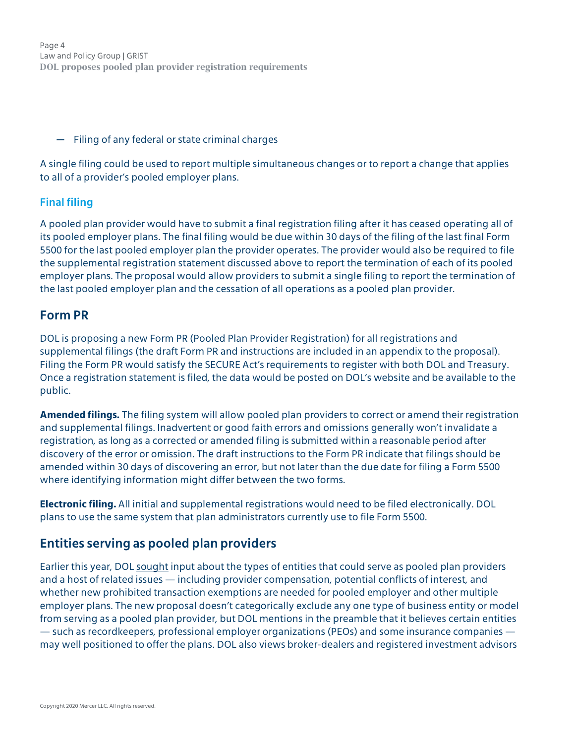- Filing of any federal or state criminal charges

A single filing could be used to report multiple simultaneous changes or to report a change that applies to all of a provider's pooled employer plans.

### Final filing

A pooled plan provider would have to submit a final registration filing after it has ceased operating all of its pooled employer plans. The final filing would be due within 30 days of the filing of the last final Form 5500 for the last pooled employer plan the provider operates. The provider would also be required to file the supplemental registration statement discussed above to report the termination of each of its pooled employer plans. The proposal would allow providers to submit a single filing to report the termination of the last pooled employer plan and the cessation of all operations as a pooled plan provider.

## Form PR

DOL is proposing a new Form PR (Pooled Plan Provider Registration) for all registrations and supplemental filings (the draft Form PR and instructions are included in an appendix to the proposal). Filing the Form PR would satisfy the SECURE Act's requirements to register with both DOL and Treasury. Once a registration statement is filed, the data would be posted on DOL's website and be available to the public.

**Amended filings.** The filing system will allow pooled plan providers to correct or amend their registration and supplemental filings. Inadvertent or good faith errors and omissions generally won't invalidate a registration, as long as a corrected or amended filing is submitted within a reasonable period after discovery of the error or omission. The draft instructions to the Form PR indicate that filings should be amended within 30 days of discovering an error, but not later than the due date for filing a Form 5500 where identifying information might differ between the two forms.

**Electronic filing.** All initial and supplemental registrations would need to be filed electronically. DOL plans to use the same system that plan administrators currently use to file Form 5500.

## Entities serving as pooled plan providers

Earlier this year, DOL sought input about the types of entities that could serve as pooled plan providers and a host of related issues — including provider compensation, potential conflicts of interest, and whether new prohibited transaction exemptions are needed for pooled employer and other multiple employer plans. The new proposal doesn't categorically exclude any one type of business entity or model from serving as a pooled plan provider, but DOL mentions in the preamble that it believes certain entities — such as recordkeepers, professional employer organizations (PEOs) and some insurance companies — may well positioned to offer the plans. DOL also views broker-dealers and registered investment advisors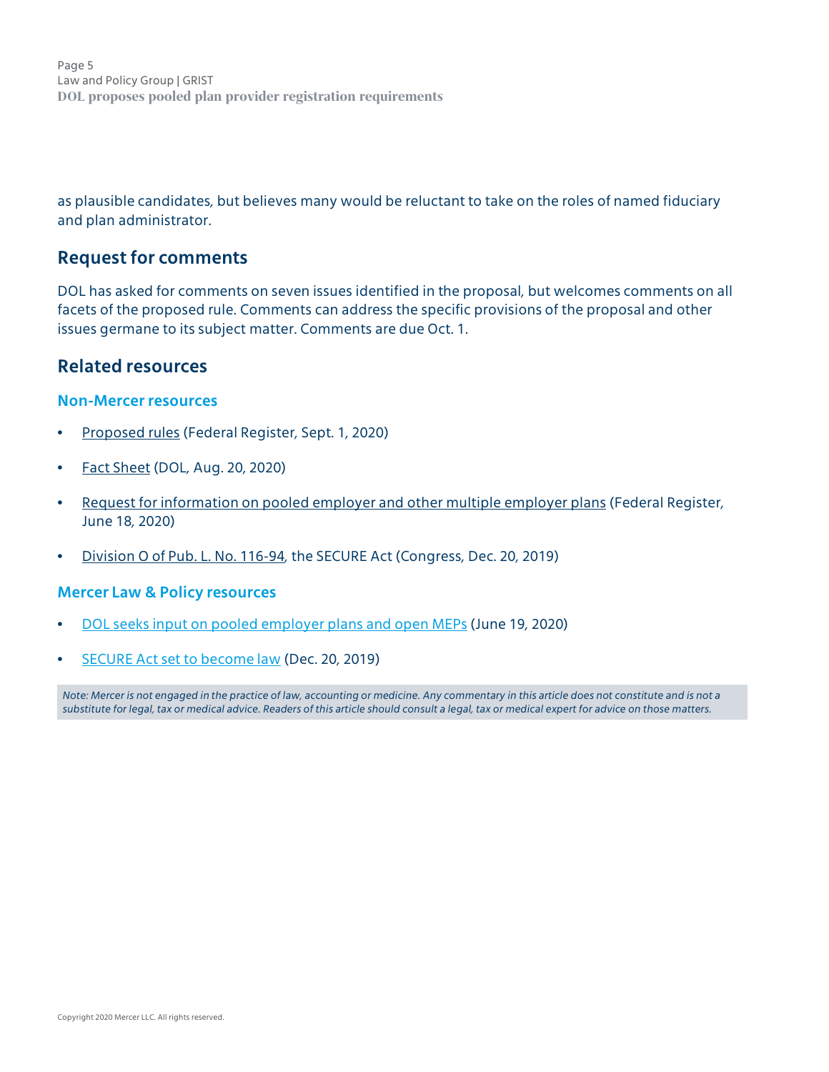as plausible candidates, but believes many would be reluctant to take on the roles of named fiduciary and plan administrator.

## Request for comments

DOL has asked for comments on seven issues identified in the proposal, but welcomes comments on all facets of the proposed rule. Comments can address the specific provisions of the proposal and other issues germane to its subject matter. Comments are due Oct. 1.

## Related resources

### Non-Mercer resources

- Proposed rules (Federal Register, Sept. 1, 2020)
- Fact Sheet (DOL, Aug. 20, 2020)
- Request for information on pooled employer and other multiple employer plans (Federal Register, June 18, 2020)
- Division O of Pub. L. No. 116-94, the SECURE Act (Congress, Dec. 20, 2019)

### Mercer Law & Policy resources

- DOL seeks input on pooled employer plans and open MEPs (June 19, 2020)
- SECURE Act set to become law (Dec. 20, 2019)

*Note: Mercer is not engaged in the practice of law, accounting or medicine. Any commentary in this article does not constitute and is not a substitute for legal, tax or medical advice. Readers of this article should consult a legal, tax or medical expert for advice on those matters.*

Copyright 2020 Mercer LLC. All rights reserved.